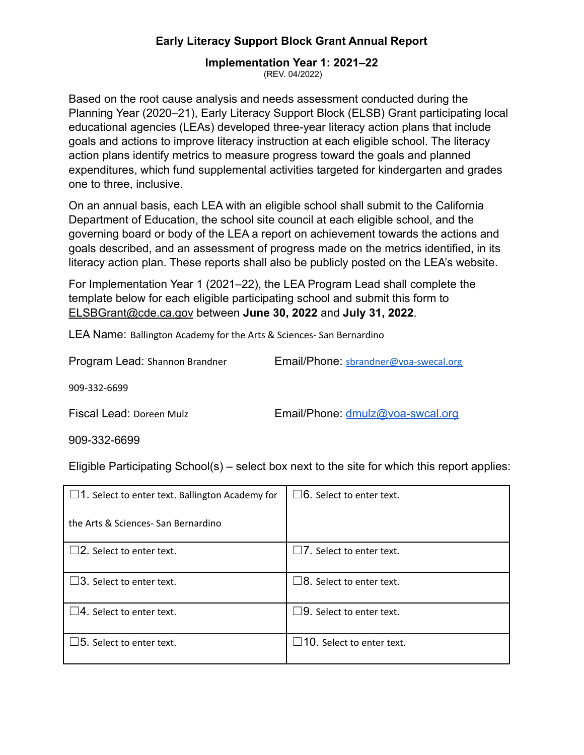# Early Literacy Support Block Grant Annual Report

## Implementation Year 1: 2021–22

(REV. 04/2022)

Based on the root cause analysis and needs assessment conducted during the Planning Year (2020–21), Early Literacy Support Block (ELSB) Grant participating local educational agencies (LEAs) developed three-year literacy action plans that include goals and actions to improve literacy instruction at each eligible school. The literacy action plans identify metrics to measure progress toward the goals and planned expenditures, which fund supplemental activities targeted for kindergarten and grades one to three, inclusive.

On an annual basis, each LEA with an eligible school shall submit to the California Department of Education, the school site council at each eligible school, and the governing board or body of the LEA a report on achievement towards the actions and goals described, and an assessment of progress made on the metrics identified, in its literacy action plan. These reports shall also be publicly posted on the LEA's website.

For Implementation Year 1 (2021–22), the LEA Program Lead shall complete the template below for each eligible participating school and submit this form to ELSBGrant@cde.ca.gov between **June 30, 2022** and **July 31, 2022**.

LEA Name: Ballington Academy for the Arts & Sciences- San Bernardino

Program Lead: Shannon Brandner

Email/Phone: sbrandner@voa-swecal.org

909-332-6699

Fiscal Lead: Doreen Mulz

Email/Phone: dmulz@voa-swcal.org

909-332-6699

Eligible Participating School(s) – select box next to the site for which this report applies:

| | |
|---|---|
| ☐1. Select to enter text. Ballington Academy for the Arts & Sciences- San Bernardino | ☐6. Select to enter text. |
| ☐2. Select to enter text. | ☐7. Select to enter text. |
| ☐3. Select to enter text. | ☐8. Select to enter text. |
| ☐4. Select to enter text. | ☐9. Select to enter text. |
| ☐5. Select to enter text. | ☐10. Select to enter text. |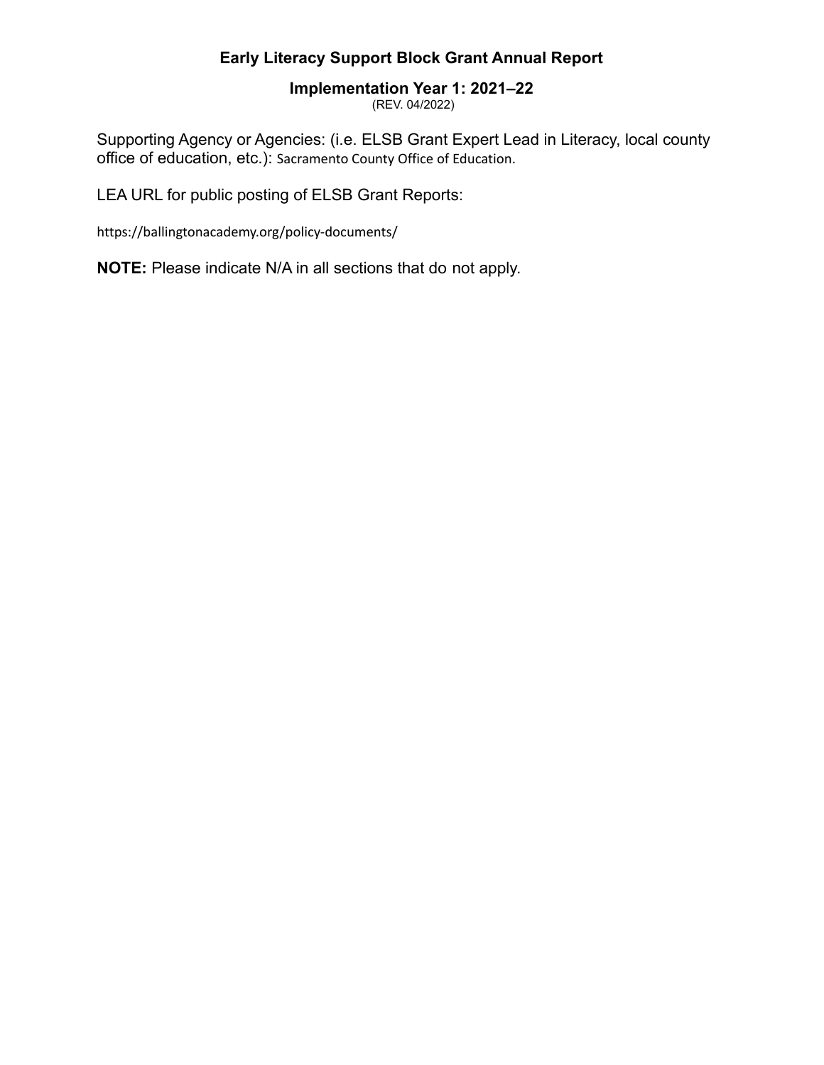# Early Literacy Support Block Grant Annual Report

## Implementation Year 1: 2021–22

(REV. 04/2022)

Supporting Agency or Agencies: (i.e. ELSB Grant Expert Lead in Literacy, local county office of education, etc.): Sacramento County Office of Education.

LEA URL for public posting of ELSB Grant Reports:

https://ballingtonacademy.org/policy-documents/

**NOTE:** Please indicate N/A in all sections that do not apply.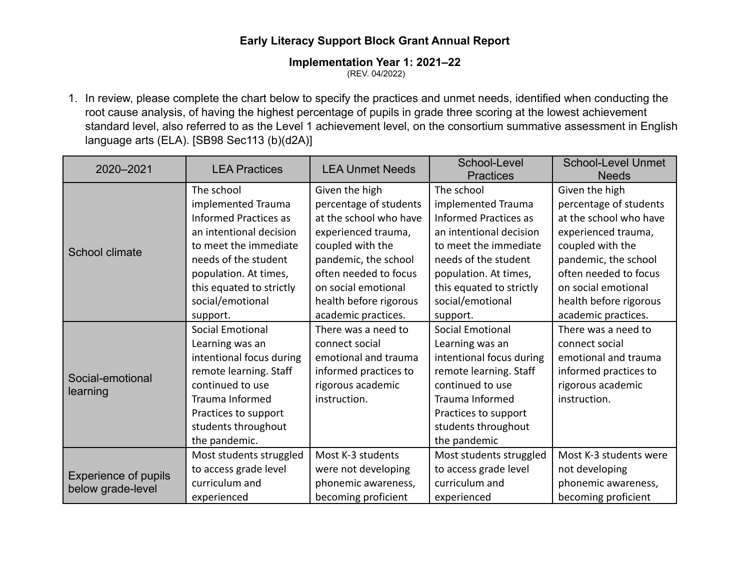**Early Literacy Support Block Grant Annual Report**

**Implementation Year 1: 2021–22**

(REV. 04/2022)

1. In review, please complete the chart below to specify the practices and unmet needs, identified when conducting the root cause analysis, of having the highest percentage of pupils in grade three scoring at the lowest achievement standard level, also referred to as the Level 1 achievement level, on the consortium summative assessment in English language arts (ELA). [SB98 Sec113 (b)(d2A)]

| 2020–2021 | LEA Practices | LEA Unmet Needs | School-Level Practices | School-Level Unmet Needs |
|---|---|---|---|---|
| School climate | The school implemented Trauma Informed Practices as an intentional decision to meet the immediate needs of the student population. At times, this equated to strictly social/emotional support. | Given the high percentage of students at the school who have experienced trauma, coupled with the pandemic, the school often needed to focus on social emotional health before rigorous academic practices. | The school implemented Trauma Informed Practices as an intentional decision to meet the immediate needs of the student population. At times, this equated to strictly social/emotional support. | Given the high percentage of students at the school who have experienced trauma, coupled with the pandemic, the school often needed to focus on social emotional health before rigorous academic practices. |
| Social-emotional learning | Social Emotional Learning was an intentional focus during remote learning. Staff continued to use Trauma Informed Practices to support students throughout the pandemic. | There was a need to connect social emotional and trauma informed practices to rigorous academic instruction. | Social Emotional Learning was an intentional focus during remote learning. Staff continued to use Trauma Informed Practices to support students throughout the pandemic | There was a need to connect social emotional and trauma informed practices to rigorous academic instruction. |
| Experience of pupils below grade-level | Most students struggled to access grade level curriculum and experienced | Most K-3 students were not developing phonemic awareness, becoming proficient | Most students struggled to access grade level curriculum and experienced | Most K-3 students were not developing phonemic awareness, becoming proficient |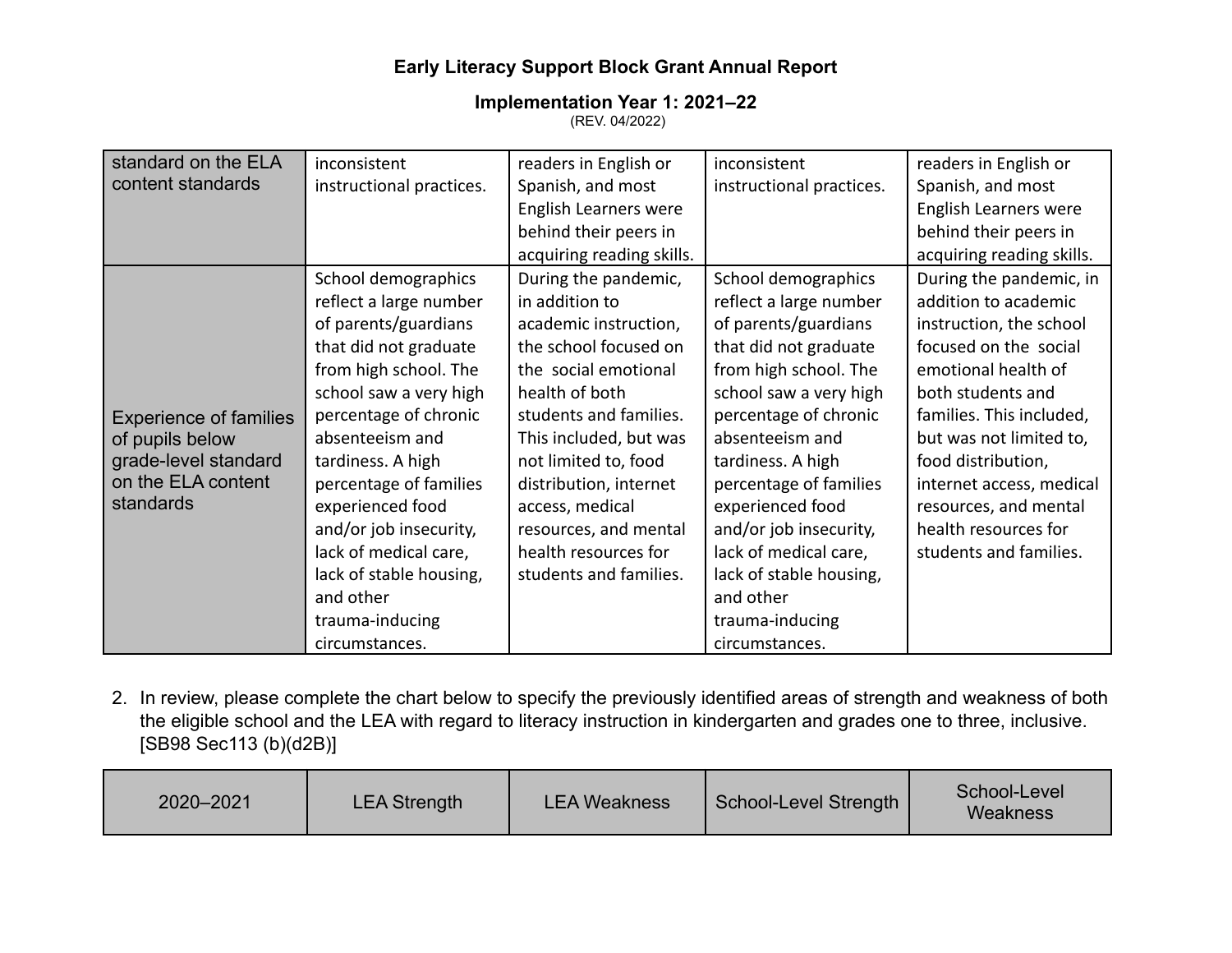**Early Literacy Support Block Grant Annual Report**

**Implementation Year 1: 2021–22**

(REV. 04/2022)

| | | | | |
|---|---|---|---|---|
| standard on the ELA content standards | inconsistent instructional practices. | readers in English or Spanish, and most English Learners were behind their peers in acquiring reading skills. | inconsistent instructional practices. | readers in English or Spanish, and most English Learners were behind their peers in acquiring reading skills. |
| Experience of families of pupils below grade-level standard on the ELA content standards | School demographics reflect a large number of parents/guardians that did not graduate from high school. The school saw a very high percentage of chronic absenteeism and tardiness. A high percentage of families experienced food and/or job insecurity, lack of medical care, lack of stable housing, and other trauma-inducing circumstances. | During the pandemic, in addition to academic instruction, the school focused on the social emotional health of both students and families. This included, but was not limited to, food distribution, internet access, medical resources, and mental health resources for students and families. | School demographics reflect a large number of parents/guardians that did not graduate from high school. The school saw a very high percentage of chronic absenteeism and tardiness. A high percentage of families experienced food and/or job insecurity, lack of medical care, lack of stable housing, and other trauma-inducing circumstances. | During the pandemic, in addition to academic instruction, the school focused on the social emotional health of both students and families. This included, but was not limited to, food distribution, internet access, medical resources, and mental health resources for students and families. |

2. In review, please complete the chart below to specify the previously identified areas of strength and weakness of both the eligible school and the LEA with regard to literacy instruction in kindergarten and grades one to three, inclusive. [SB98 Sec113 (b)(d2B)]

| 2020–2021 | LEA Strength | LEA Weakness | School-Level Strength | School-Level Weakness |
|---|---|---|---|---|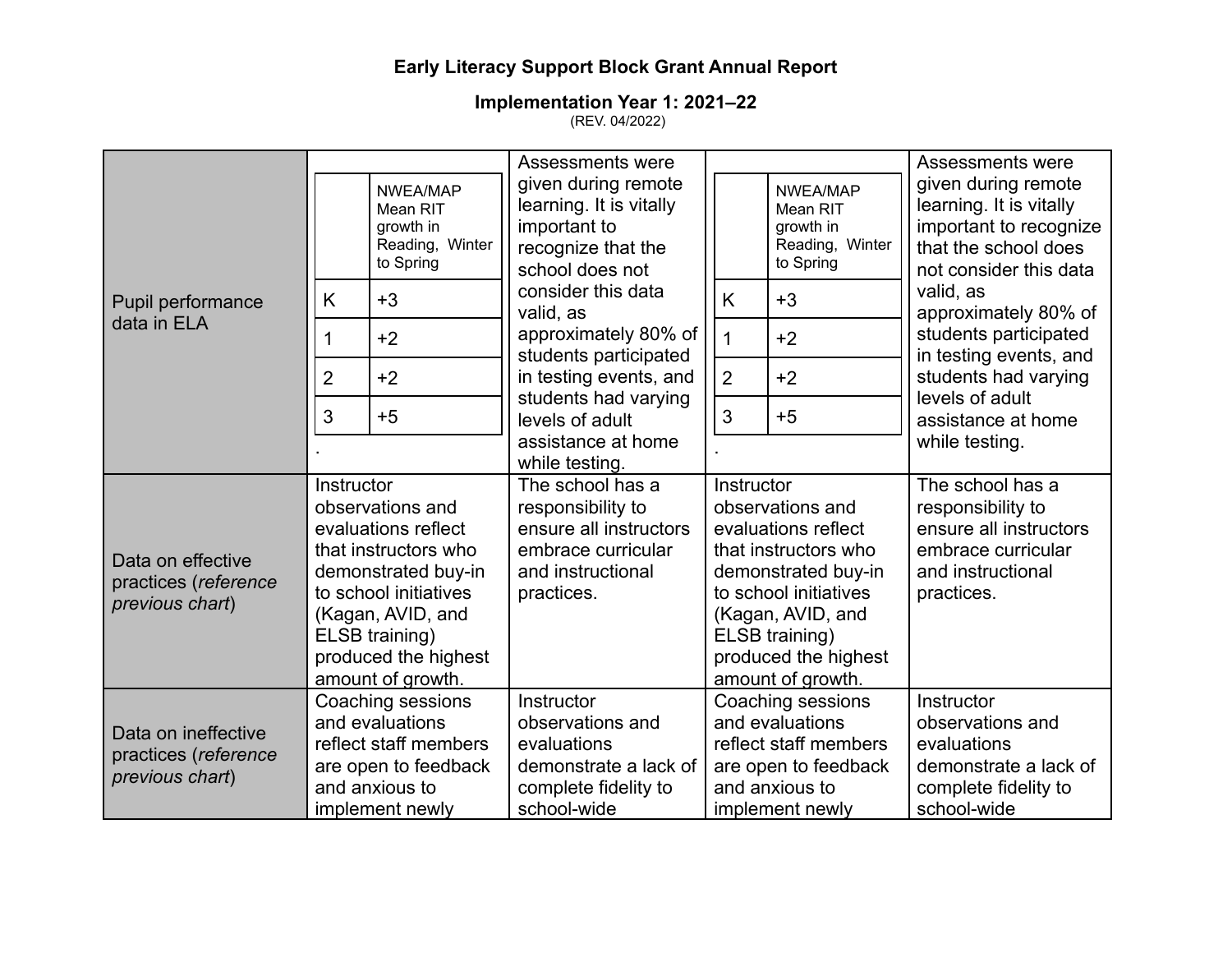**Early Literacy Support Block Grant Annual Report**

**Implementation Year 1: 2021–22**

(REV. 04/2022)

| | | | | |
|---|---|---|---|---|
| Pupil performance data in ELA | <table><tr><th></th><th>NWEA/MAP Mean RIT growth in Reading, Winter to Spring</th></tr><tr><td>K</td><td>+3</td></tr><tr><td>1</td><td>+2</td></tr><tr><td>2</td><td>+2</td></tr><tr><td>3</td><td>+5</td></tr></table>. | Assessments were given during remote learning. It is vitally important to recognize that the school does not consider this data valid, as approximately 80% of students participated in testing events, and students had varying levels of adult assistance at home while testing. | <table><tr><th></th><th>NWEA/MAP Mean RIT growth in Reading, Winter to Spring</th></tr><tr><td>K</td><td>+3</td></tr><tr><td>1</td><td>+2</td></tr><tr><td>2</td><td>+2</td></tr><tr><td>3</td><td>+5</td></tr></table>. | Assessments were given during remote learning. It is vitally important to recognize that the school does not consider this data valid, as approximately 80% of students participated in testing events, and students had varying levels of adult assistance at home while testing. |
| Data on effective practices (*reference previous chart*) | Instructor observations and evaluations reflect that instructors who demonstrated buy-in to school initiatives (Kagan, AVID, and ELSB training) produced the highest amount of growth. | The school has a responsibility to ensure all instructors embrace curricular and instructional practices. | Instructor observations and evaluations reflect that instructors who demonstrated buy-in to school initiatives (Kagan, AVID, and ELSB training) produced the highest amount of growth. | The school has a responsibility to ensure all instructors embrace curricular and instructional practices. |
| Data on ineffective practices (*reference previous chart*) | Coaching sessions and evaluations reflect staff members are open to feedback and anxious to implement newly | Instructor observations and evaluations demonstrate a lack of complete fidelity to school-wide | Coaching sessions and evaluations reflect staff members are open to feedback and anxious to implement newly | Instructor observations and evaluations demonstrate a lack of complete fidelity to school-wide |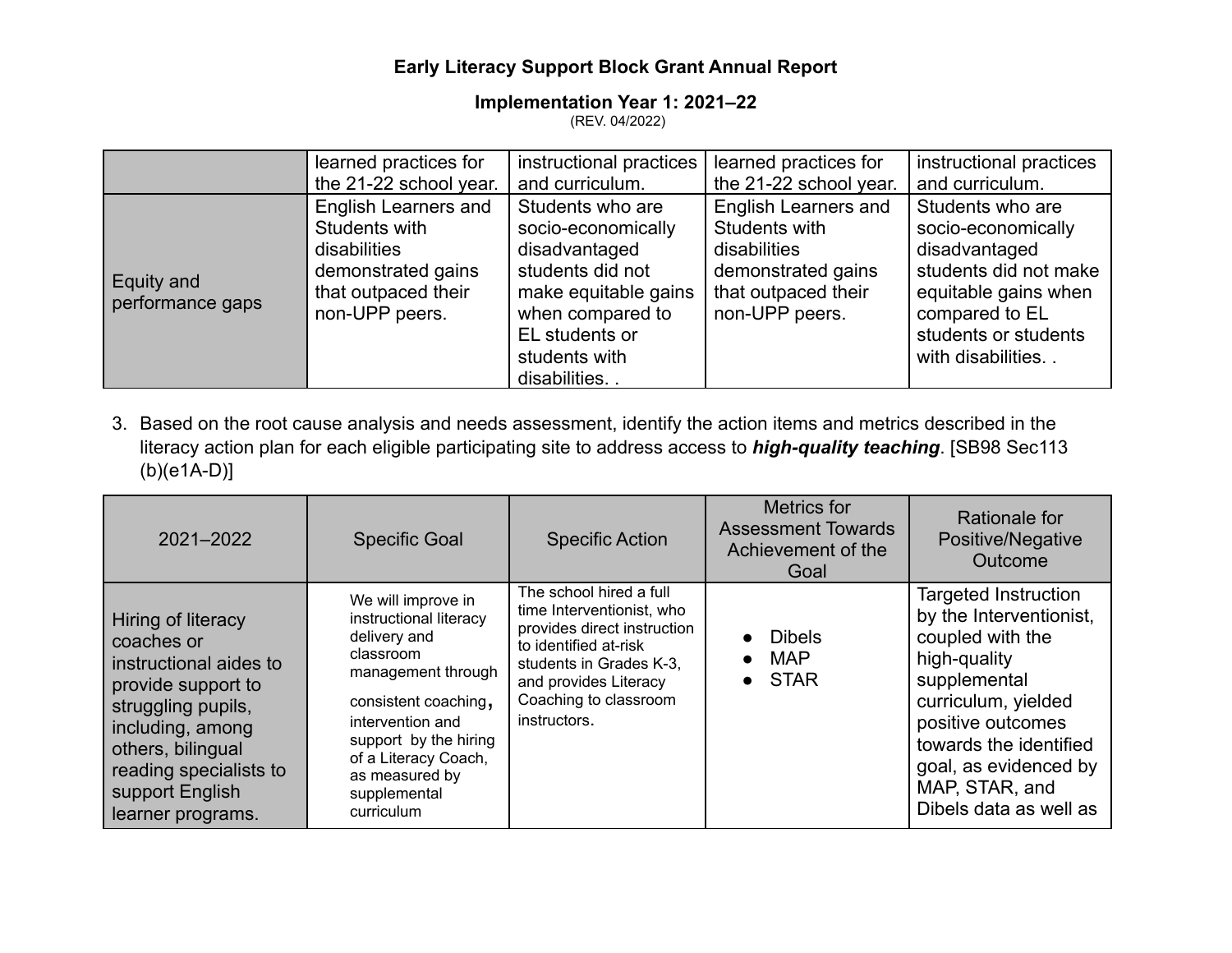**Early Literacy Support Block Grant Annual Report**

**Implementation Year 1: 2021–22**
(REV. 04/2022)

| | | | | |
|---|---|---|---|---|
| | learned practices for the 21-22 school year. | instructional practices and curriculum. | learned practices for the 21-22 school year. | instructional practices and curriculum. |
| Equity and performance gaps | English Learners and Students with disabilities demonstrated gains that outpaced their non-UPP peers. | Students who are socio-economically disadvantaged students did not make equitable gains when compared to EL students or students with disabilities. . | English Learners and Students with disabilities demonstrated gains that outpaced their non-UPP peers. | Students who are socio-economically disadvantaged students did not make equitable gains when compared to EL students or students with disabilities. . |

3. Based on the root cause analysis and needs assessment, identify the action items and metrics described in the literacy action plan for each eligible participating site to address access to ***high-quality teaching***. [SB98 Sec113 (b)(e1A-D)]

| 2021–2022 | Specific Goal | Specific Action | Metrics for Assessment Towards Achievement of the Goal | Rationale for Positive/Negative Outcome |
|---|---|---|---|---|
| Hiring of literacy coaches or instructional aides to provide support to struggling pupils, including, among others, bilingual reading specialists to support English learner programs. | We will improve in instructional literacy delivery and classroom management through consistent coaching, intervention and support by the hiring of a Literacy Coach, as measured by supplemental curriculum | The school hired a full time Interventionist, who provides direct instruction to identified at-risk students in Grades K-3, and provides Literacy Coaching to classroom instructors. | • Dibels<br>• MAP<br>• STAR | Targeted Instruction by the Interventionist, coupled with the high-quality supplemental curriculum, yielded positive outcomes towards the identified goal, as evidenced by MAP, STAR, and Dibels data as well as |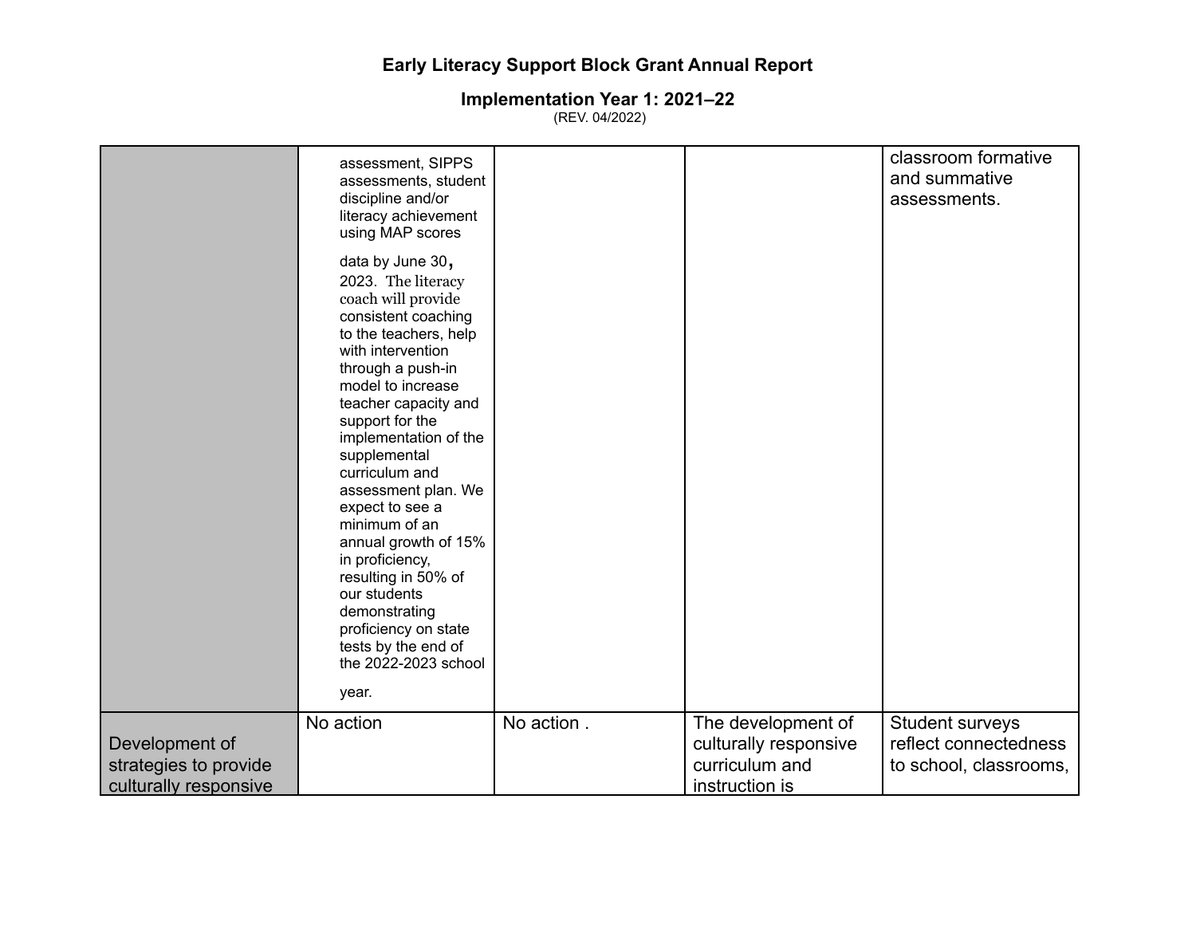# Early Literacy Support Block Grant Annual Report

## Implementation Year 1: 2021–22

(REV. 04/2022)

| | | | | |
|---|---|---|---|---|
| | assessment, SIPPS assessments, student discipline and/or literacy achievement using MAP scores data by June 30, 2023. The literacy coach will provide consistent coaching to the teachers, help with intervention through a push-in model to increase teacher capacity and support for the implementation of the supplemental curriculum and assessment plan. We expect to see a minimum of an annual growth of 15% in proficiency, resulting in 50% of our students demonstrating proficiency on state tests by the end of the 2022-2023 school year. | | | classroom formative and summative assessments. |
| Development of strategies to provide culturally responsive | No action | No action . | The development of culturally responsive curriculum and instruction is | Student surveys reflect connectedness to school, classrooms, |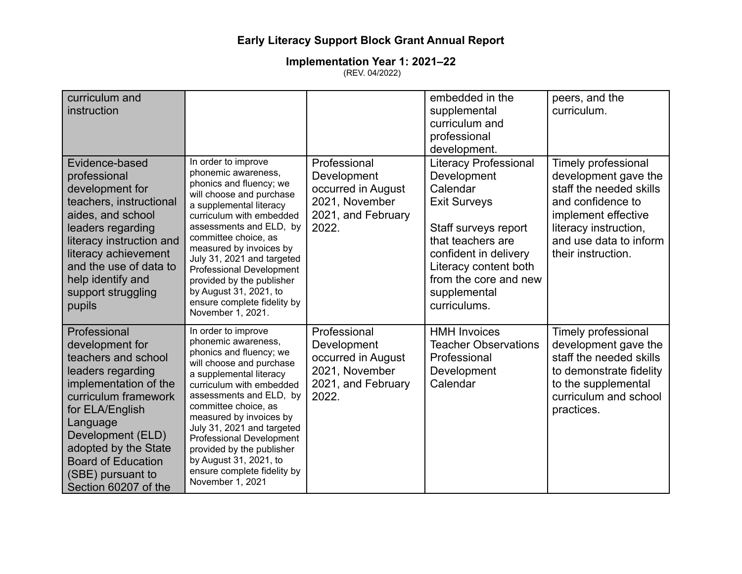**Early Literacy Support Block Grant Annual Report**

**Implementation Year 1: 2021–22**

(REV. 04/2022)

| | | | | |
|---|---|---|---|---|
| curriculum and instruction | | | embedded in the supplemental curriculum and professional development. | peers, and the curriculum. |
| Evidence-based professional development for teachers, instructional aides, and school leaders regarding literacy instruction and literacy achievement and the use of data to help identify and support struggling pupils | In order to improve phonemic awareness, phonics and fluency; we will choose and purchase a supplemental literacy curriculum with embedded assessments and ELD, by committee choice, as measured by invoices by July 31, 2021 and targeted Professional Development provided by the publisher by August 31, 2021, to ensure complete fidelity by November 1, 2021. | Professional Development occurred in August 2021, November 2021, and February 2022. | Literacy Professional Development Calendar<br>Exit Surveys<br><br>Staff surveys report that teachers are confident in delivery Literacy content both from the core and new supplemental curriculums. | Timely professional development gave the staff the needed skills and confidence to implement effective literacy instruction, and use data to inform their instruction. |
| Professional development for teachers and school leaders regarding implementation of the curriculum framework for ELA/English Language Development (ELD) adopted by the State Board of Education (SBE) pursuant to Section 60207 of the | In order to improve phonemic awareness, phonics and fluency; we will choose and purchase a supplemental literacy curriculum with embedded assessments and ELD, by committee choice, as measured by invoices by July 31, 2021 and targeted Professional Development provided by the publisher by August 31, 2021, to ensure complete fidelity by November 1, 2021 | Professional Development occurred in August 2021, November 2021, and February 2022. | HMH Invoices<br>Teacher Observations<br>Professional Development Calendar | Timely professional development gave the staff the needed skills to demonstrate fidelity to the supplemental curriculum and school practices. |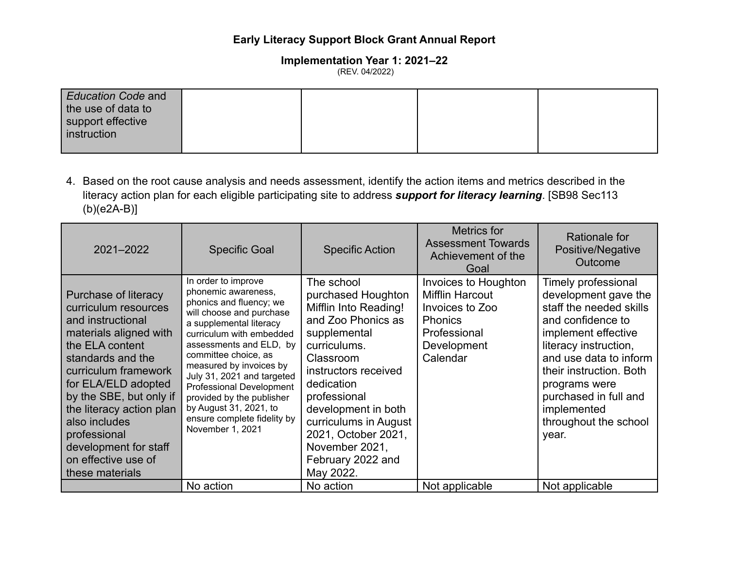| *Education Code* and the use of data to support effective instruction | | | | |
|---|---|---|---|---|

4. Based on the root cause analysis and needs assessment, identify the action items and metrics described in the literacy action plan for each eligible participating site to address ***support for literacy learning***. [SB98 Sec113 (b)(e2A-B)]

| 2021–2022 | Specific Goal | Specific Action | Metrics for Assessment Towards Achievement of the Goal | Rationale for Positive/Negative Outcome |
|---|---|---|---|---|
| Purchase of literacy curriculum resources and instructional materials aligned with the ELA content standards and the curriculum framework for ELA/ELD adopted by the SBE, but only if the literacy action plan also includes professional development for staff on effective use of these materials | In order to improve phonemic awareness, phonics and fluency; we will choose and purchase a supplemental literacy curriculum with embedded assessments and ELD, by committee choice, as measured by invoices by July 31, 2021 and targeted Professional Development provided by the publisher by August 31, 2021, to ensure complete fidelity by November 1, 2021 | The school purchased Houghton Mifflin Into Reading! and Zoo Phonics as supplemental curriculums. Classroom instructors received dedication professional development in both curriculums in August 2021, October 2021, November 2021, February 2022 and May 2022. | Invoices to Houghton Mifflin Harcout Invoices to Zoo Phonics Professional Development Calendar | Timely professional development gave the staff the needed skills and confidence to implement effective literacy instruction, and use data to inform their instruction. Both programs were purchased in full and implemented throughout the school year. |
| | No action | No action | Not applicable | Not applicable |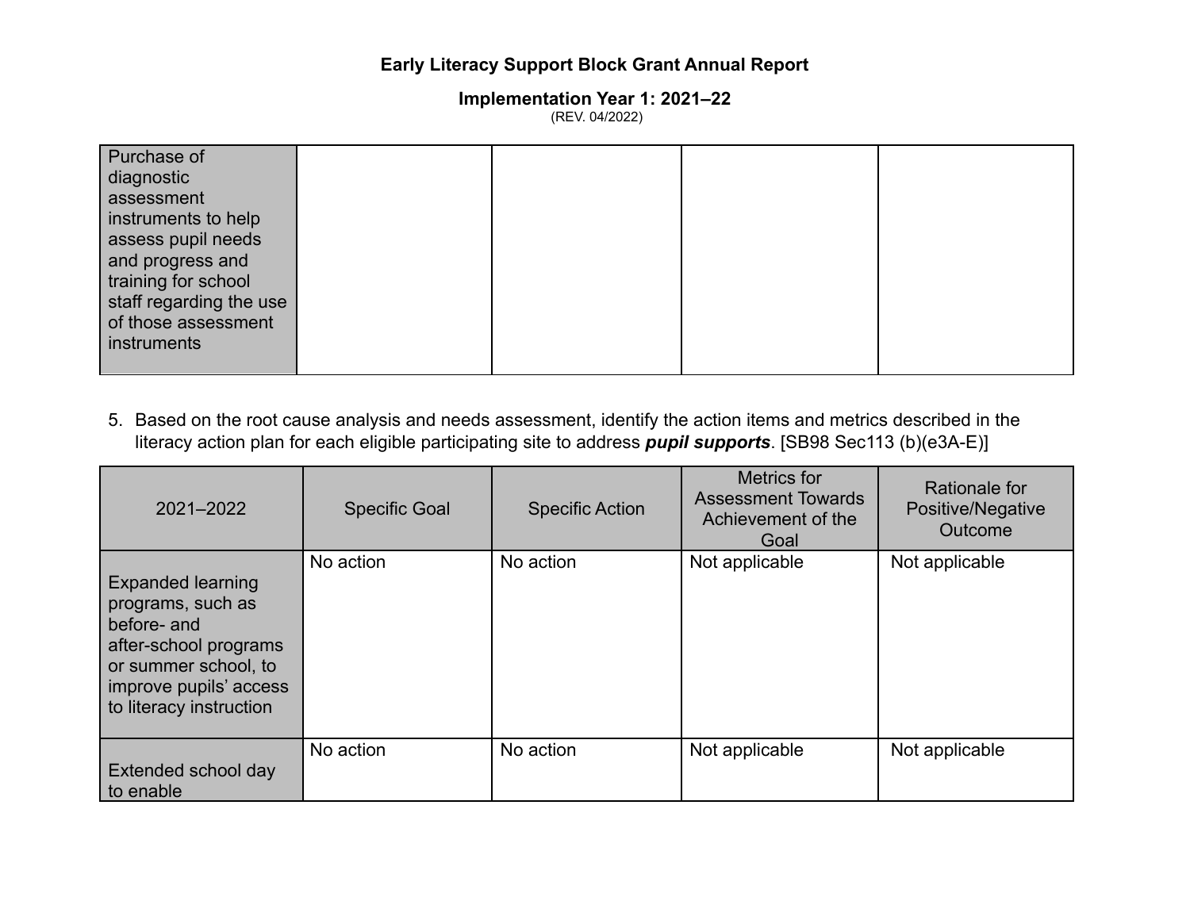# Early Literacy Support Block Grant Annual Report

## Implementation Year 1: 2021–22

(REV. 04/2022)

| | | | | |
|---|---|---|---|---|
| Purchase of diagnostic assessment instruments to help assess pupil needs and progress and training for school staff regarding the use of those assessment instruments | | | | |

5. Based on the root cause analysis and needs assessment, identify the action items and metrics described in the literacy action plan for each eligible participating site to address ***pupil supports***. [SB98 Sec113 (b)(e3A-E)]

| 2021–2022 | Specific Goal | Specific Action | Metrics for Assessment Towards Achievement of the Goal | Rationale for Positive/Negative Outcome |
|---|---|---|---|---|
| Expanded learning programs, such as before- and after-school programs or summer school, to improve pupils' access to literacy instruction | No action | No action | Not applicable | Not applicable |
| Extended school day to enable | No action | No action | Not applicable | Not applicable |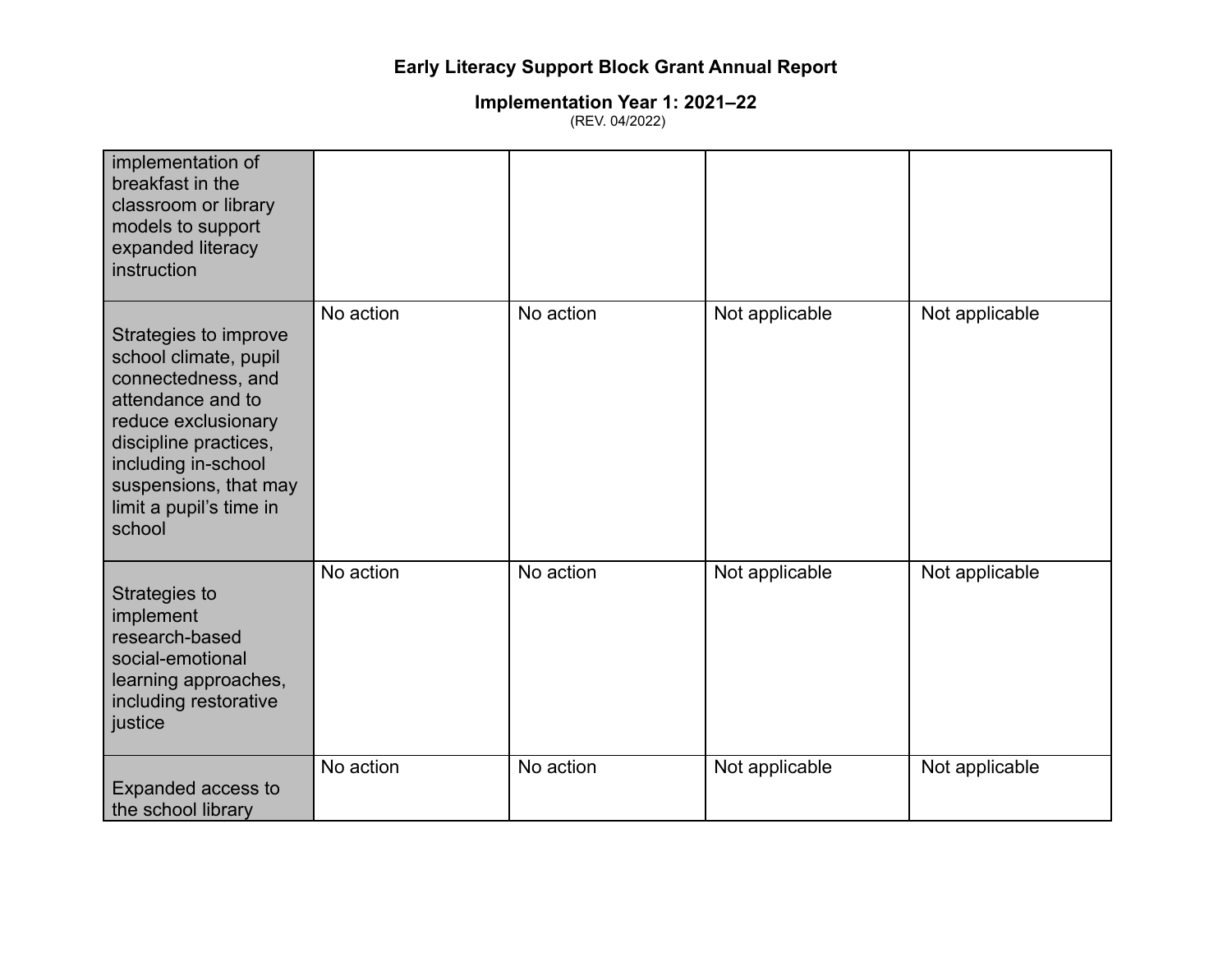# Early Literacy Support Block Grant Annual Report

## Implementation Year 1: 2021–22

(REV. 04/2022)

| | | | | |
|---|---|---|---|---|
| implementation of breakfast in the classroom or library models to support expanded literacy instruction | | | | |
| Strategies to improve school climate, pupil connectedness, and attendance and to reduce exclusionary discipline practices, including in-school suspensions, that may limit a pupil's time in school | No action | No action | Not applicable | Not applicable |
| Strategies to implement research-based social-emotional learning approaches, including restorative justice | No action | No action | Not applicable | Not applicable |
| Expanded access to the school library | No action | No action | Not applicable | Not applicable |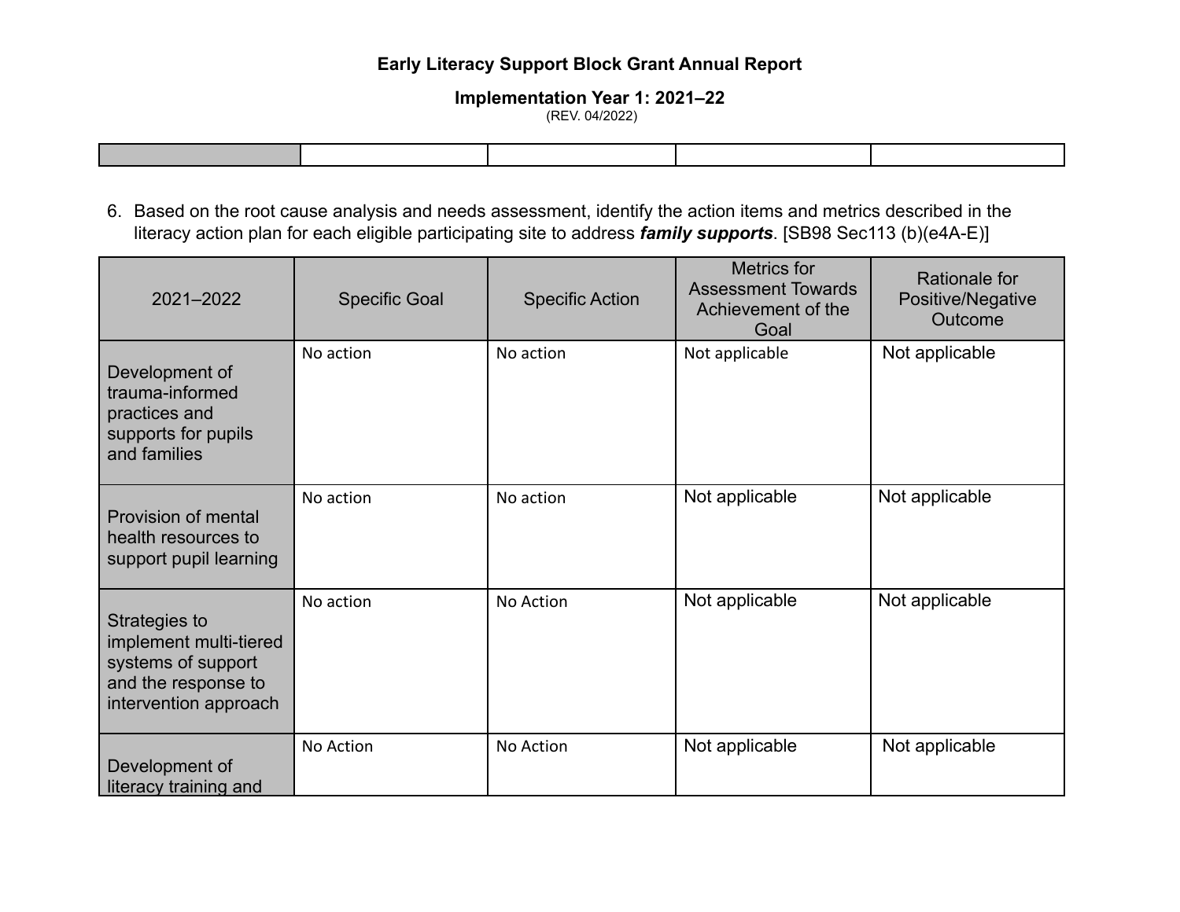**Early Literacy Support Block Grant Annual Report**

**Implementation Year 1: 2021–22**

(REV. 04/2022)

| | | | | |
|---|---|---|---|---|

6. Based on the root cause analysis and needs assessment, identify the action items and metrics described in the literacy action plan for each eligible participating site to address ***family supports***. [SB98 Sec113 (b)(e4A-E)]

| 2021–2022 | Specific Goal | Specific Action | Metrics for Assessment Towards Achievement of the Goal | Rationale for Positive/Negative Outcome |
|---|---|---|---|---|
| Development of trauma-informed practices and supports for pupils and families | No action | No action | Not applicable | Not applicable |
| Provision of mental health resources to support pupil learning | No action | No action | Not applicable | Not applicable |
| Strategies to implement multi-tiered systems of support and the response to intervention approach | No action | No Action | Not applicable | Not applicable |
| Development of literacy training and | No Action | No Action | Not applicable | Not applicable |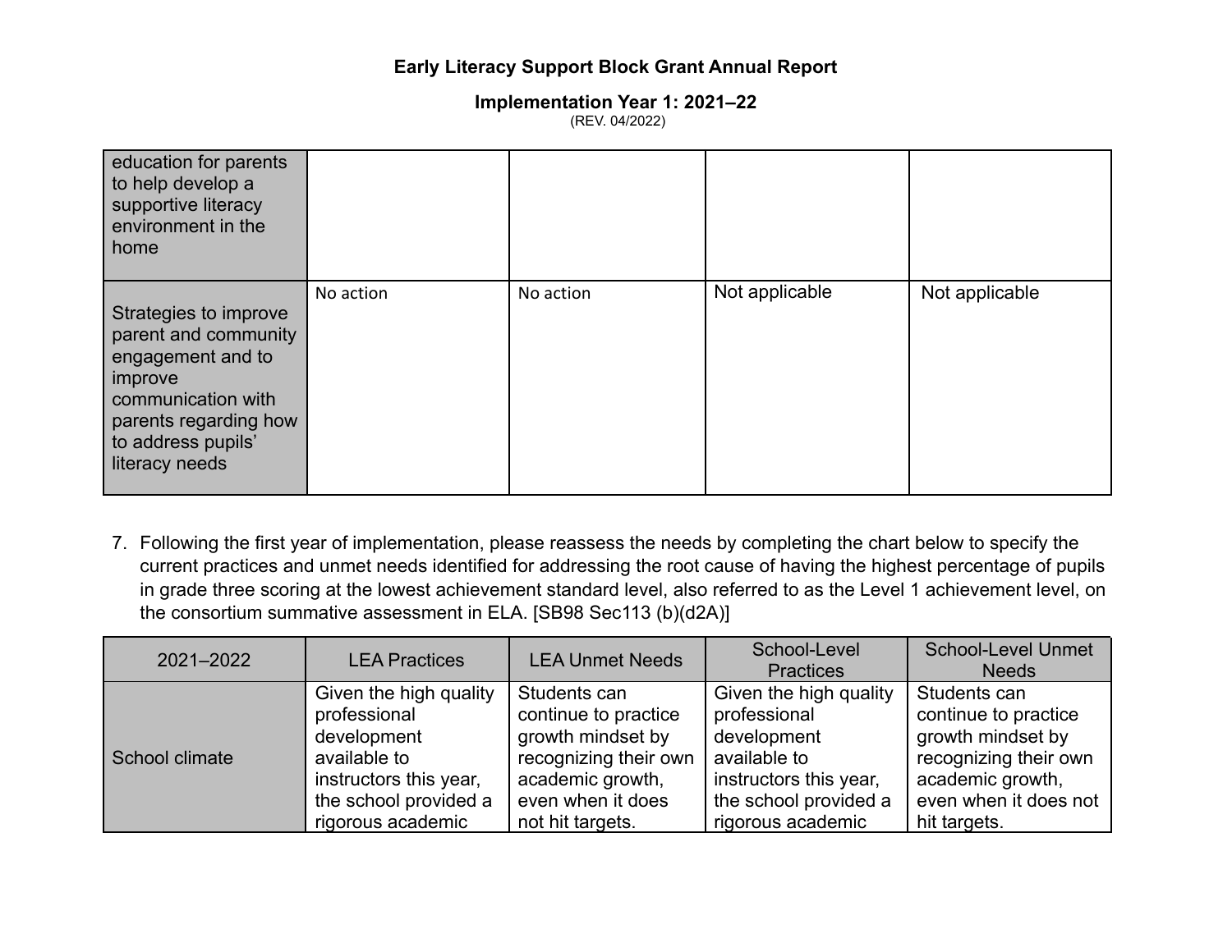# Early Literacy Support Block Grant Annual Report

## Implementation Year 1: 2021–22

(REV. 04/2022)

| | | | | |
|---|---|---|---|---|
| education for parents to help develop a supportive literacy environment in the home | | | | |
| Strategies to improve parent and community engagement and to improve communication with parents regarding how to address pupils' literacy needs | No action | No action | Not applicable | Not applicable |

7. Following the first year of implementation, please reassess the needs by completing the chart below to specify the current practices and unmet needs identified for addressing the root cause of having the highest percentage of pupils in grade three scoring at the lowest achievement standard level, also referred to as the Level 1 achievement level, on the consortium summative assessment in ELA. [SB98 Sec113 (b)(d2A)]

| 2021–2022 | LEA Practices | LEA Unmet Needs | School-Level Practices | School-Level Unmet Needs |
|---|---|---|---|---|
| School climate | Given the high quality professional development available to instructors this year, the school provided a rigorous academic | Students can continue to practice growth mindset by recognizing their own academic growth, even when it does not hit targets. | Given the high quality professional development available to instructors this year, the school provided a rigorous academic | Students can continue to practice growth mindset by recognizing their own academic growth, even when it does not hit targets. |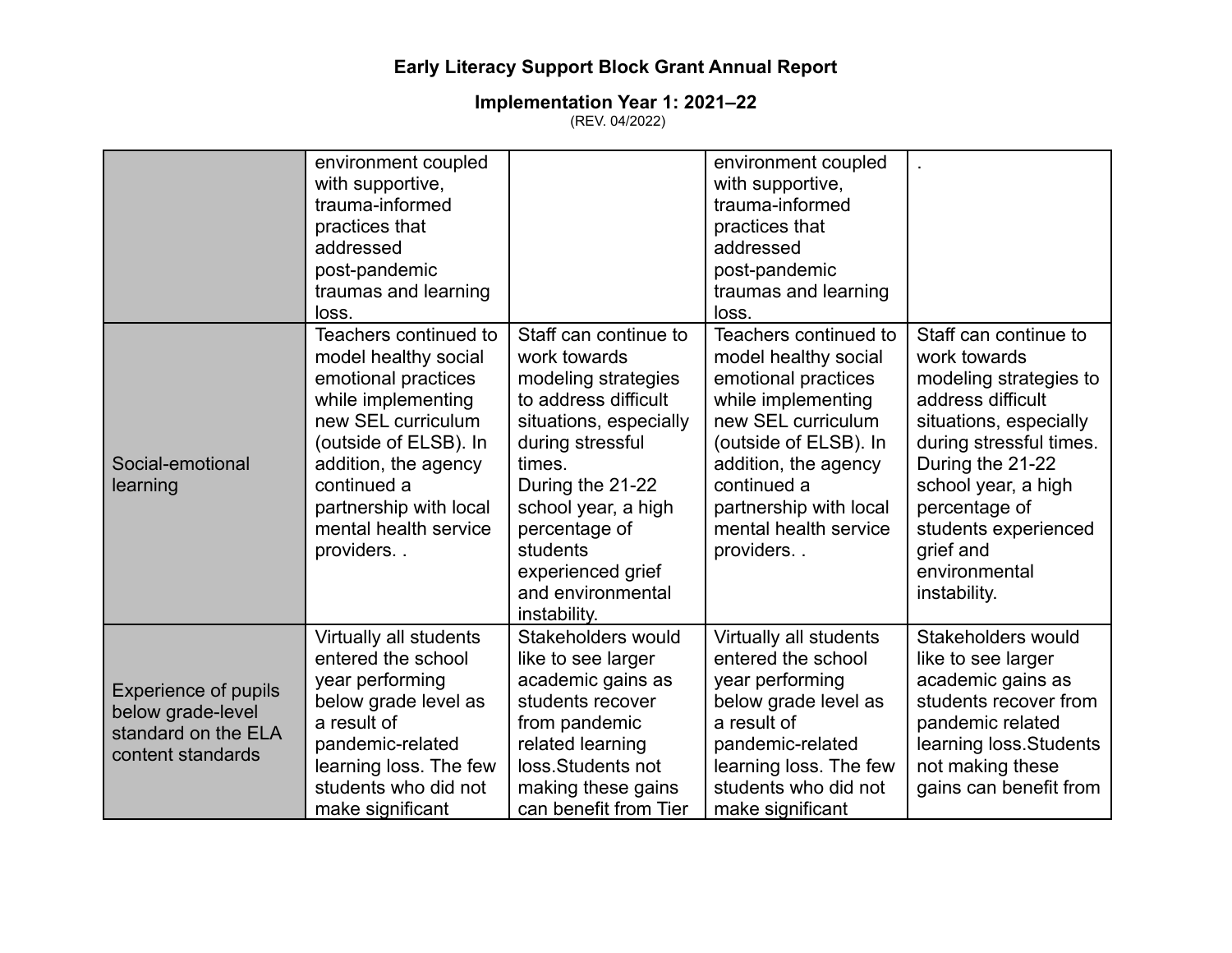**Early Literacy Support Block Grant Annual Report**

**Implementation Year 1: 2021–22**

(REV. 04/2022)

| | | | | |
|---|---|---|---|---|
| | environment coupled with supportive, trauma-informed practices that addressed post-pandemic traumas and learning loss. | | environment coupled with supportive, trauma-informed practices that addressed post-pandemic traumas and learning loss. | . |
| Social-emotional learning | Teachers continued to model healthy social emotional practices while implementing new SEL curriculum (outside of ELSB). In addition, the agency continued a partnership with local mental health service providers. . | Staff can continue to work towards modeling strategies to address difficult situations, especially during stressful times. During the 21-22 school year, a high percentage of students experienced grief and environmental instability. | Teachers continued to model healthy social emotional practices while implementing new SEL curriculum (outside of ELSB). In addition, the agency continued a partnership with local mental health service providers. . | Staff can continue to work towards modeling strategies to address difficult situations, especially during stressful times. During the 21-22 school year, a high percentage of students experienced grief and environmental instability. |
| Experience of pupils below grade-level standard on the ELA content standards | Virtually all students entered the school year performing below grade level as a result of pandemic-related learning loss. The few students who did not make significant | Stakeholders would like to see larger academic gains as students recover from pandemic related learning loss.Students not making these gains can benefit from Tier | Virtually all students entered the school year performing below grade level as a result of pandemic-related learning loss. The few students who did not make significant | Stakeholders would like to see larger academic gains as students recover from pandemic related learning loss.Students not making these gains can benefit from |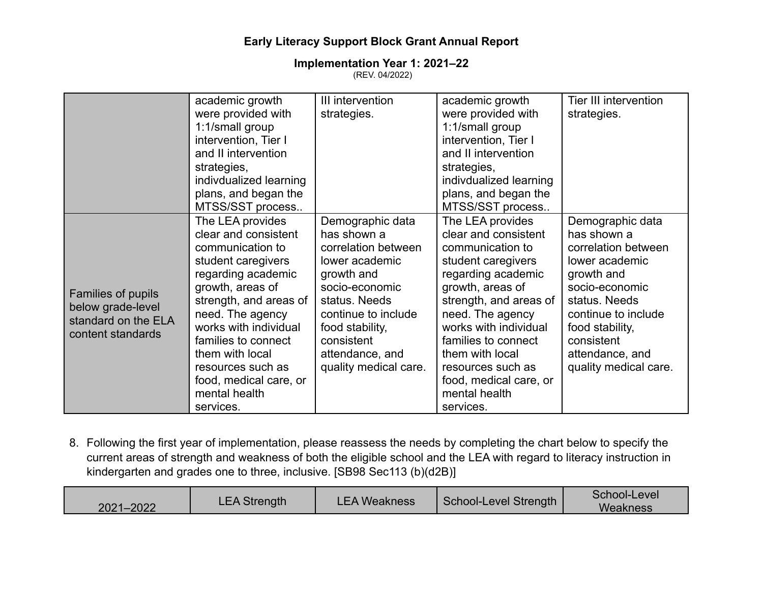# Early Literacy Support Block Grant Annual Report

## Implementation Year 1: 2021–22

(REV. 04/2022)

| | | | | |
|---|---|---|---|---|
| | academic growth were provided with 1:1/small group intervention, Tier I and II intervention strategies, indivdualized learning plans, and began the MTSS/SST process.. | III intervention strategies. | academic growth were provided with 1:1/small group intervention, Tier I and II intervention strategies, indivdualized learning plans, and began the MTSS/SST process.. | Tier III intervention strategies. |
| Families of pupils below grade-level standard on the ELA content standards | The LEA provides clear and consistent communication to student caregivers regarding academic growth, areas of strength, and areas of need. The agency works with individual families to connect them with local resources such as food, medical care, or mental health services. | Demographic data has shown a correlation between lower academic growth and socio-economic status. Needs continue to include food stability, consistent attendance, and quality medical care. | The LEA provides clear and consistent communication to student caregivers regarding academic growth, areas of strength, and areas of need. The agency works with individual families to connect them with local resources such as food, medical care, or mental health services. | Demographic data has shown a correlation between lower academic growth and socio-economic status. Needs continue to include food stability, consistent attendance, and quality medical care. |

8. Following the first year of implementation, please reassess the needs by completing the chart below to specify the current areas of strength and weakness of both the eligible school and the LEA with regard to literacy instruction in kindergarten and grades one to three, inclusive. [SB98 Sec113 (b)(d2B)]

| 2021–2022 | LEA Strength | LEA Weakness | School-Level Strength | School-Level Weakness |
|---|---|---|---|---|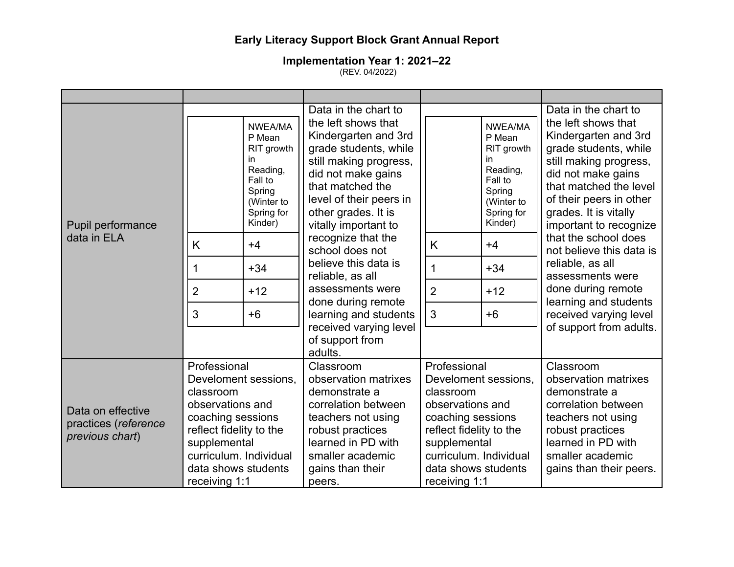**Early Literacy Support Block Grant Annual Report**

**Implementation Year 1: 2021–22**

(REV. 04/2022)

| | | | | |
|---|---|---|---|---|
| Pupil performance data in ELA | | NWEA/MAP Mean RIT growth in Reading, Fall to Spring (Winter to Spring for Kinder) |<br>K: +4<br>1: +34<br>2: +12<br>3: +6 | Data in the chart to the left shows that Kindergarten and 3rd grade students, while still making progress, did not make gains that matched the level of their peers in other grades. It is vitally important to recognize that the school does not believe this data is reliable, as all assessments were done during remote learning and students received varying level of support from adults. | | NWEA/MAP Mean RIT growth in Reading, Fall to Spring (Winter to Spring for Kinder) |<br>K: +4<br>1: +34<br>2: +12<br>3: +6 | Data in the chart to the left shows that Kindergarten and 3rd grade students, while still making progress, did not make gains that matched the level of their peers in other grades. It is vitally important to recognize that the school does not believe this data is reliable, as all assessments were done during remote learning and students received varying level of support from adults. |
| Data on effective practices (*reference previous chart*) | Professional Develoment sessions, classroom observations and coaching sessions reflect fidelity to the supplemental curriculum. Individual data shows students receiving 1:1 | Classroom observation matrixes demonstrate a correlation between teachers not using robust practices learned in PD with smaller academic gains than their peers. | Professional Develoment sessions, classroom observations and coaching sessions reflect fidelity to the supplemental curriculum. Individual data shows students receiving 1:1 | Classroom observation matrixes demonstrate a correlation between teachers not using robust practices learned in PD with smaller academic gains than their peers. |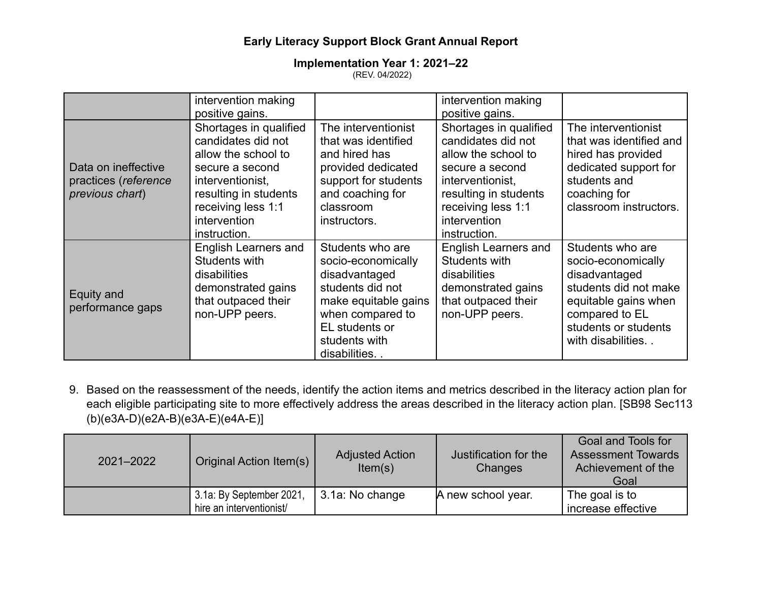**Early Literacy Support Block Grant Annual Report**

**Implementation Year 1: 2021–22**

(REV. 04/2022)

| | | | | |
|---|---|---|---|---|
| | intervention making positive gains. | | intervention making positive gains. | |
| Data on ineffective practices (*reference previous chart*) | Shortages in qualified candidates did not allow the school to secure a second interventionist, resulting in students receiving less 1:1 intervention instruction. | The interventionist that was identified and hired has provided dedicated support for students and coaching for classroom instructors. | Shortages in qualified candidates did not allow the school to secure a second interventionist, resulting in students receiving less 1:1 intervention instruction. | The interventionist that was identified and hired has provided dedicated support for students and coaching for classroom instructors. |
| Equity and performance gaps | English Learners and Students with disabilities demonstrated gains that outpaced their non-UPP peers. | Students who are socio-economically disadvantaged students did not make equitable gains when compared to EL students or students with disabilities. . | English Learners and Students with disabilities demonstrated gains that outpaced their non-UPP peers. | Students who are socio-economically disadvantaged students did not make equitable gains when compared to EL students or students with disabilities. . |

9. Based on the reassessment of the needs, identify the action items and metrics described in the literacy action plan for each eligible participating site to more effectively address the areas described in the literacy action plan. [SB98 Sec113 (b)(e3A-D)(e2A-B)(e3A-E)(e4A-E)]

| 2021–2022 | Original Action Item(s) | Adjusted Action Item(s) | Justification for the Changes | Goal and Tools for Assessment Towards Achievement of the Goal |
|---|---|---|---|---|
| | 3.1a: By September 2021, hire an interventionist/ | 3.1a: No change | A new school year. | The goal is to increase effective |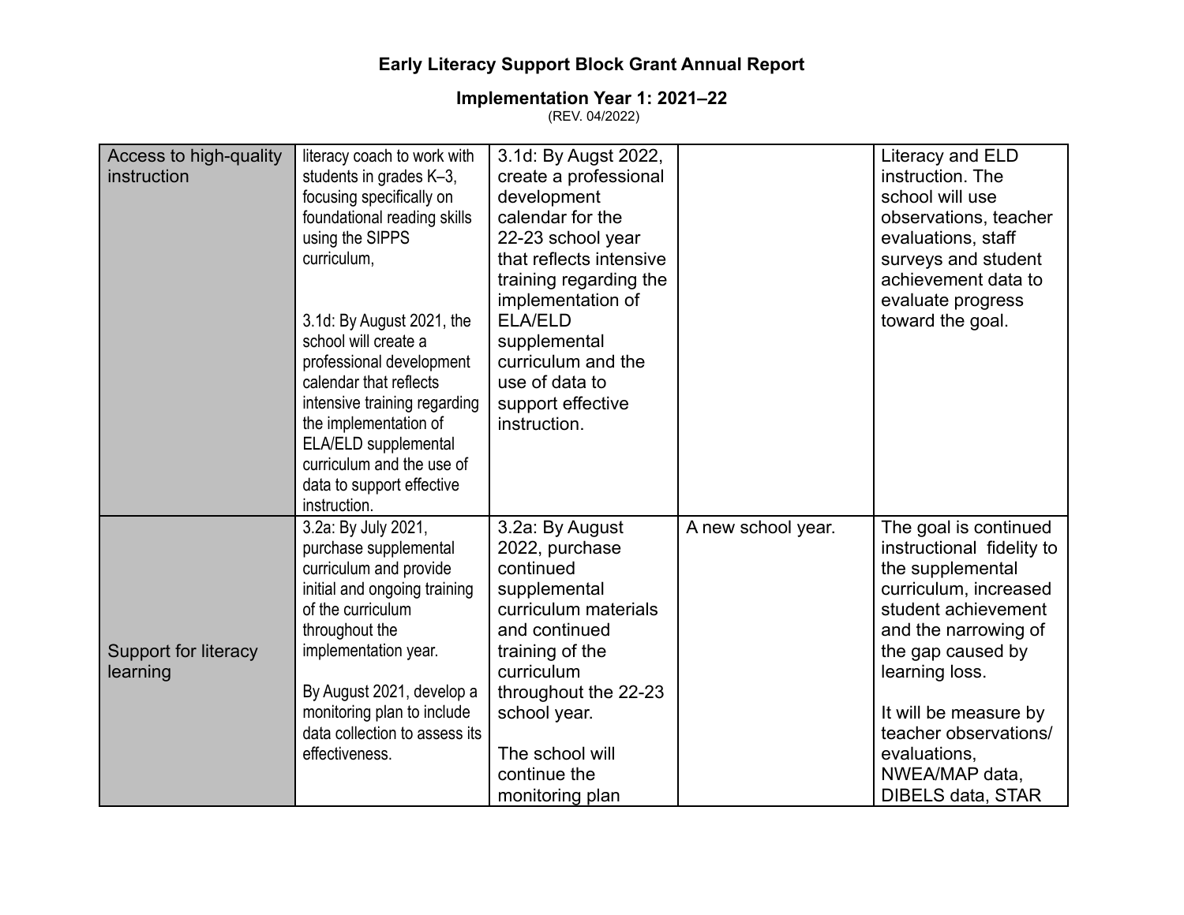**Early Literacy Support Block Grant Annual Report**

**Implementation Year 1: 2021–22**

(REV. 04/2022)

| | | | | |
|---|---|---|---|---|
| Access to high-quality instruction | literacy coach to work with students in grades K–3, focusing specifically on foundational reading skills using the SIPPS curriculum,<br><br>3.1d: By August 2021, the school will create a professional development calendar that reflects intensive training regarding the implementation of ELA/ELD supplemental curriculum and the use of data to support effective instruction. | 3.1d: By Augst 2022, create a professional development calendar for the 22-23 school year that reflects intensive training regarding the implementation of ELA/ELD supplemental curriculum and the use of data to support effective instruction. | | Literacy and ELD instruction. The school will use observations, teacher evaluations, staff surveys and student achievement data to evaluate progress toward the goal. |
| Support for literacy learning | 3.2a: By July 2021, purchase supplemental curriculum and provide initial and ongoing training of the curriculum throughout the implementation year.<br><br>By August 2021, develop a monitoring plan to include data collection to assess its effectiveness. | 3.2a: By August 2022, purchase continued supplemental curriculum materials and continued training of the curriculum throughout the 22-23 school year.<br><br>The school will continue the monitoring plan | A new school year. | The goal is continued instructional fidelity to the supplemental curriculum, increased student achievement and the narrowing of the gap caused by learning loss.<br><br>It will be measure by teacher observations/ evaluations, NWEA/MAP data, DIBELS data, STAR |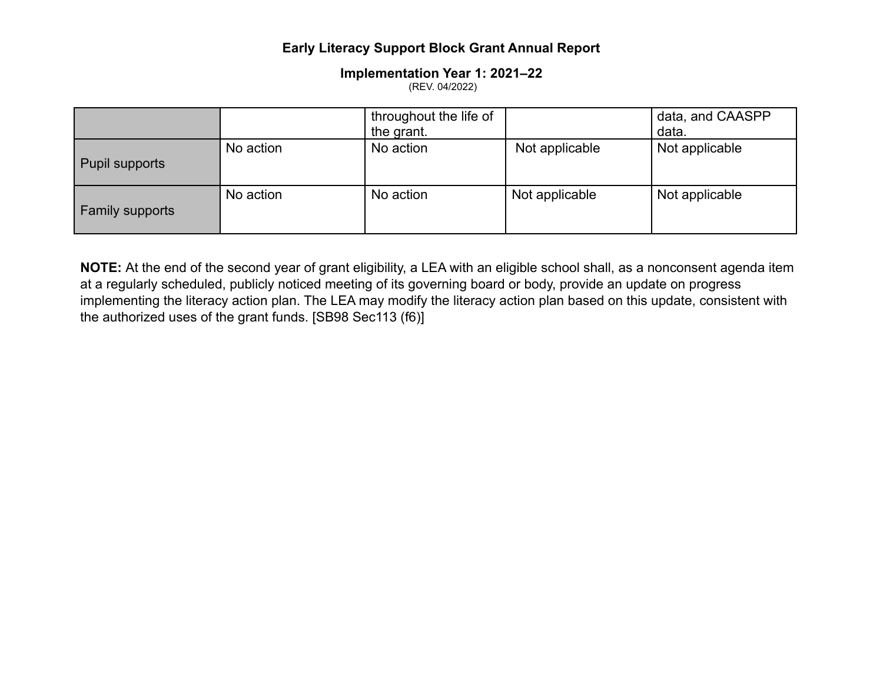| | | | | |
|---|---|---|---|---|
| | | throughout the life of the grant. | | data, and CAASPP data. |
| Pupil supports | No action | No action | Not applicable | Not applicable |
| Family supports | No action | No action | Not applicable | Not applicable |

**NOTE:** At the end of the second year of grant eligibility, a LEA with an eligible school shall, as a nonconsent agenda item at a regularly scheduled, publicly noticed meeting of its governing board or body, provide an update on progress implementing the literacy action plan. The LEA may modify the literacy action plan based on this update, consistent with the authorized uses of the grant funds. [SB98 Sec113 (f6)]